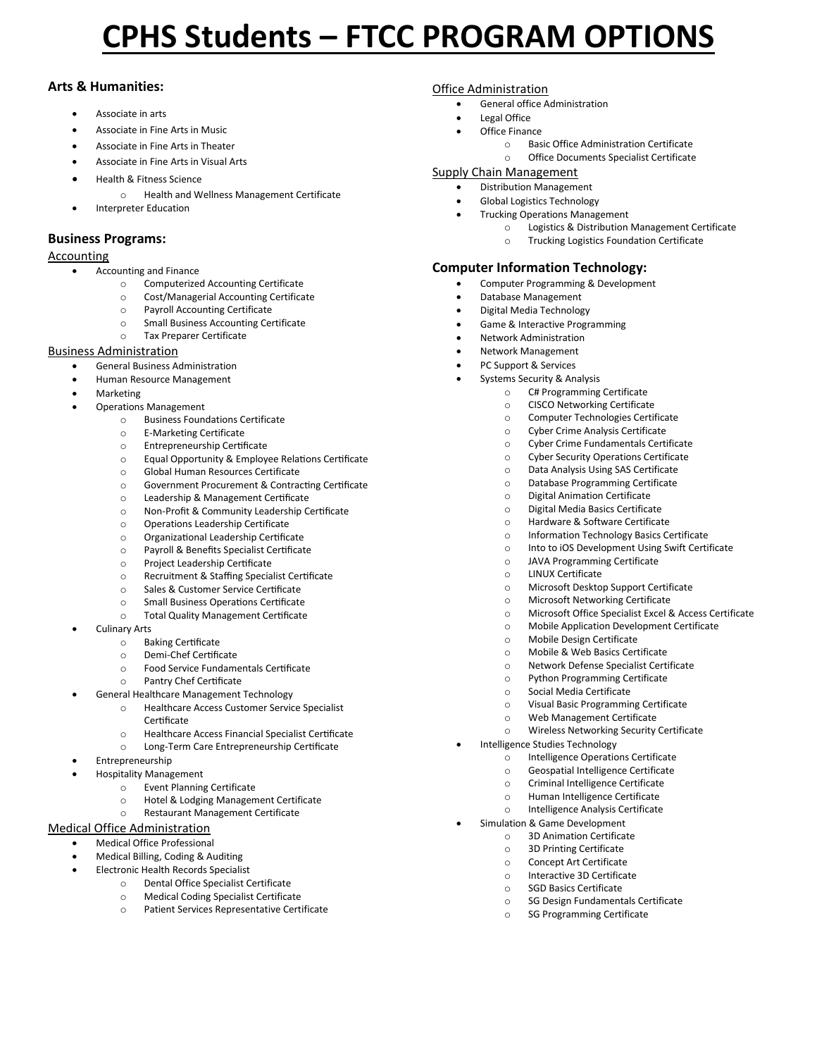# CPHS Students – FTCC PROGRAM OPTIONS

### Arts & Humanities:

- Associate in arts
- Associate in Fine Arts in Music
- Associate in Fine Arts in Theater
- Associate in Fine Arts in Visual Arts
- Health & Fitness Science
  - Health and Wellness Management Certificate
- Interpreter Education

### Business Programs:

#### Accounting

- Accounting and Finance
  - Computerized Accounting Certificate
  - Cost/Managerial Accounting Certificate
  - Payroll Accounting Certificate
  - Small Business Accounting Certificate
  - Tax Preparer Certificate

#### Business Administration

- General Business Administration
- Human Resource Management
- Marketing
- Operations Management
  - Business Foundations Certificate
  - E-Marketing Certificate
  - Entrepreneurship Certificate
  - Equal Opportunity & Employee Relations Certificate
  - Global Human Resources Certificate
  - Government Procurement & Contracting Certificate
  - Leadership & Management Certificate
  - Non-Profit & Community Leadership Certificate
  - Operations Leadership Certificate
  - Organizational Leadership Certificate
  - Payroll & Benefits Specialist Certificate
  - Project Leadership Certificate
  - Recruitment & Staffing Specialist Certificate
  - Sales & Customer Service Certificate
  - Small Business Operations Certificate
  - Total Quality Management Certificate
- Culinary Arts
  - Baking Certificate
  - Demi-Chef Certificate
  - Food Service Fundamentals Certificate
  - Pantry Chef Certificate
- General Healthcare Management Technology
  - Healthcare Access Customer Service Specialist Certificate
  - Healthcare Access Financial Specialist Certificate
  - Long-Term Care Entrepreneurship Certificate
- Entrepreneurship
- Hospitality Management
  - Event Planning Certificate
  - Hotel & Lodging Management Certificate
  - Restaurant Management Certificate

#### Medical Office Administration

- Medical Office Professional
- Medical Billing, Coding & Auditing
- Electronic Health Records Specialist
  - Dental Office Specialist Certificate
  - Medical Coding Specialist Certificate
  - Patient Services Representative Certificate

#### Office Administration

- General office Administration
- Legal Office
- Office Finance
  - Basic Office Administration Certificate
  - Office Documents Specialist Certificate

#### Supply Chain Management

- Distribution Management
- Global Logistics Technology
- Trucking Operations Management
  - Logistics & Distribution Management Certificate
  - Trucking Logistics Foundation Certificate

### Computer Information Technology:

- Computer Programming & Development
- Database Management
- Digital Media Technology
- Game & Interactive Programming
- Network Administration
- Network Management
- PC Support & Services
- Systems Security & Analysis
  - C# Programming Certificate
  - CISCO Networking Certificate
  - Computer Technologies Certificate
  - Cyber Crime Analysis Certificate
  - Cyber Crime Fundamentals Certificate
  - Cyber Security Operations Certificate
  - Data Analysis Using SAS Certificate
  - Database Programming Certificate
  - Digital Animation Certificate
  - Digital Media Basics Certificate
  - Hardware & Software Certificate
  - Information Technology Basics Certificate
  - Into to iOS Development Using Swift Certificate
  - JAVA Programming Certificate
  - LINUX Certificate
  - Microsoft Desktop Support Certificate
  - Microsoft Networking Certificate
  - Microsoft Office Specialist Excel & Access Certificate
  - Mobile Application Development Certificate
  - Mobile Design Certificate
  - Mobile & Web Basics Certificate
  - Network Defense Specialist Certificate
  - Python Programming Certificate
  - Social Media Certificate
  - Visual Basic Programming Certificate
  - Web Management Certificate
  - Wireless Networking Security Certificate
- Intelligence Studies Technology
  - Intelligence Operations Certificate
  - Geospatial Intelligence Certificate
  - Criminal Intelligence Certificate
  - Human Intelligence Certificate
  - Intelligence Analysis Certificate
- Simulation & Game Development
  - 3D Animation Certificate
  - 3D Printing Certificate
  - Concept Art Certificate
  - Interactive 3D Certificate
  - SGD Basics Certificate
  - SG Design Fundamentals Certificate
  - SG Programming Certificate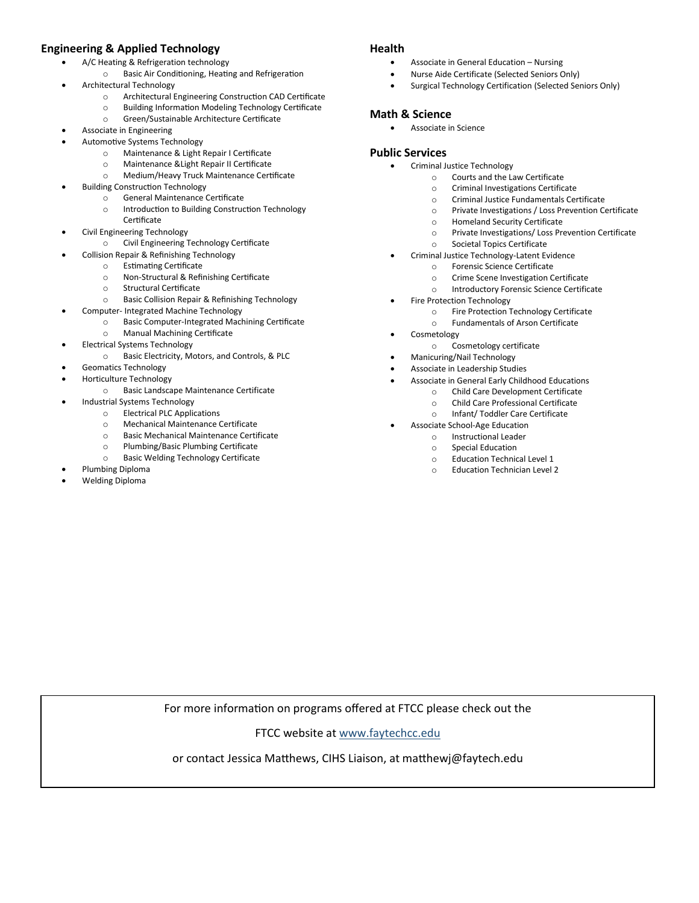## Engineering & Applied Technology

- A/C Heating & Refrigeration technology
  - Basic Air Conditioning, Heating and Refrigeration
- Architectural Technology
  - Architectural Engineering Construction CAD Certificate
  - Building Information Modeling Technology Certificate
  - Green/Sustainable Architecture Certificate
- Associate in Engineering
- Automotive Systems Technology
  - Maintenance & Light Repair I Certificate
  - Maintenance &Light Repair II Certificate
  - Medium/Heavy Truck Maintenance Certificate
- Building Construction Technology
  - General Maintenance Certificate
  - Introduction to Building Construction Technology Certificate
- Civil Engineering Technology
  - Civil Engineering Technology Certificate
- Collision Repair & Refinishing Technology
  - Estimating Certificate
  - Non-Structural & Refinishing Certificate
  - Structural Certificate
  - Basic Collision Repair & Refinishing Technology
- Computer- Integrated Machine Technology
  - Basic Computer-Integrated Machining Certificate
  - Manual Machining Certificate
- Electrical Systems Technology
  - Basic Electricity, Motors, and Controls, & PLC
- Geomatics Technology
- Horticulture Technology
  - Basic Landscape Maintenance Certificate
- Industrial Systems Technology
  - Electrical PLC Applications
  - Mechanical Maintenance Certificate
  - Basic Mechanical Maintenance Certificate
  - Plumbing/Basic Plumbing Certificate
  - Basic Welding Technology Certificate
- Plumbing Diploma
- Welding Diploma

## Health

- Associate in General Education – Nursing
- Nurse Aide Certificate (Selected Seniors Only)
- Surgical Technology Certification (Selected Seniors Only)

## Math & Science

- Associate in Science

## Public Services

- Criminal Justice Technology
  - Courts and the Law Certificate
  - Criminal Investigations Certificate
  - Criminal Justice Fundamentals Certificate
  - Private Investigations / Loss Prevention Certificate
  - Homeland Security Certificate
  - Private Investigations/ Loss Prevention Certificate
  - Societal Topics Certificate
- Criminal Justice Technology-Latent Evidence
  - Forensic Science Certificate
  - Crime Scene Investigation Certificate
  - Introductory Forensic Science Certificate
- Fire Protection Technology
  - Fire Protection Technology Certificate
  - Fundamentals of Arson Certificate
- Cosmetology
  - Cosmetology certificate
- Manicuring/Nail Technology
- Associate in Leadership Studies
- Associate in General Early Childhood Educations
  - Child Care Development Certificate
  - Child Care Professional Certificate
  - Infant/ Toddler Care Certificate
- Associate School-Age Education
  - Instructional Leader
  - Special Education
  - Education Technical Level 1
  - Education Technician Level 2

For more information on programs offered at FTCC please check out the

FTCC website at [www.faytechcc.edu](http://www.faytechcc.edu)

or contact Jessica Matthews, CIHS Liaison, at matthewj@faytech.edu